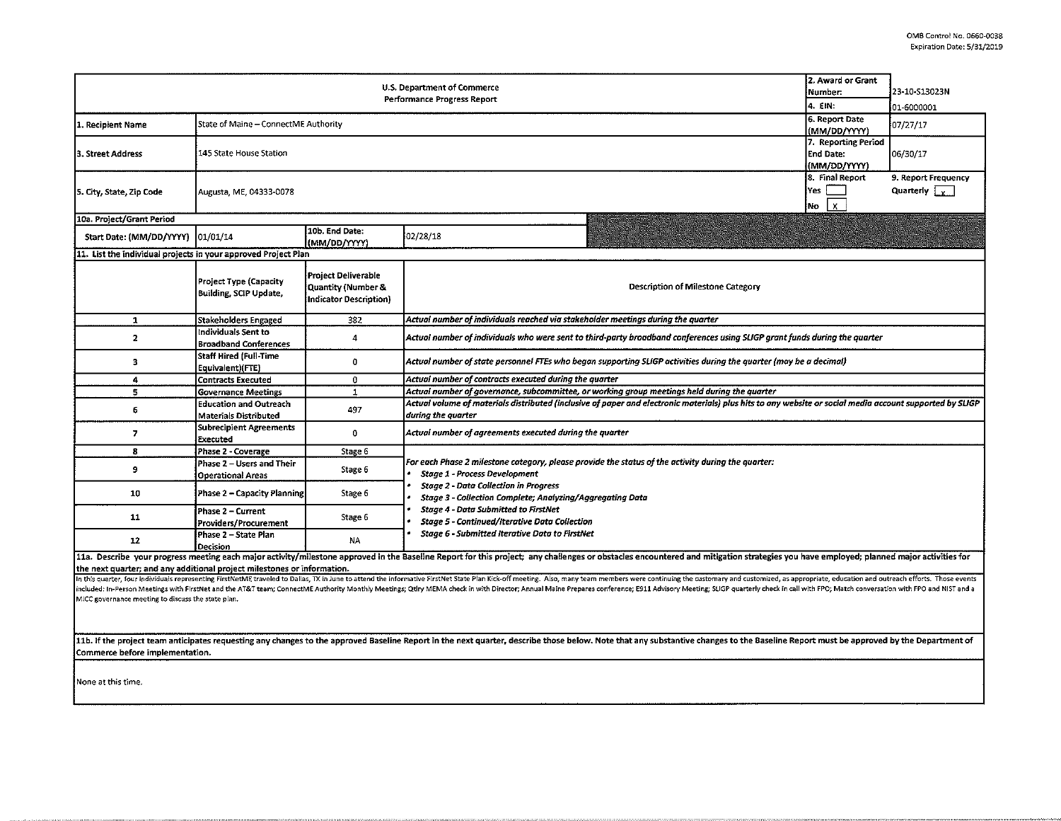OMB Control No. 0660-0038
Expiration Date: 5/31/2019

| U.S. Department of Commerce<br>Performance Progress Report | | | | 2. Award or Grant Number: | 23-10-S13023N |
|---|---|---|---|---|---|
| | | | | 4. EIN: | 01-6000001 |
| 1. Recipient Name | State of Maine – ConnectME Authority | | | 6. Report Date (MM/DD/YYYY) | 07/27/17 |
| 3. Street Address | 145 State House Station | | | 7. Reporting Period End Date: (MM/DD/YYYY) | 06/30/17 |
| 5. City, State, Zip Code | Augusta, ME, 04333-0078 | | | 8. Final Report<br>Yes [ ]<br>No [X] | 9. Report Frequency<br>Quarterly [x] |
| 10a. Project/Grant Period | | | | | |
| Start Date: (MM/DD/YYYY) | 01/01/14 | 10b. End Date: (MM/DD/YYYY) | 02/28/18 | | |

**11. List the individual projects in your approved Project Plan**

| | Project Type (Capacity Building, SCIP Update, | Project Deliverable Quantity (Number & Indicator Description) | Description of Milestone Category |
|---|---|---|---|
| 1 | Stakeholders Engaged | 382 | *Actual number of individuals reached via stakeholder meetings during the quarter* |
| 2 | Individuals Sent to Broadband Conferences | 4 | *Actual number of individuals who were sent to third-party broadband conferences using SLIGP grant funds during the quarter* |
| 3 | Staff Hired (Full-Time Equivalent)(FTE) | 0 | *Actual number of state personnel FTEs who began supporting SLIGP activities during the quarter (may be a decimal)* |
| 4 | Contracts Executed | 0 | *Actual number of contracts executed during the quarter* |
| 5 | Governance Meetings | 1 | *Actual number of governance, subcommittee, or working group meetings held during the quarter* |
| 6 | Education and Outreach Materials Distributed | 497 | *Actual volume of materials distributed (inclusive of paper and electronic materials) plus hits to any website or social media account supported by SLIGP during the quarter* |
| 7 | Subrecipient Agreements Executed | 0 | *Actual number of agreements executed during the quarter* |
| 8 | Phase 2 - Coverage | Stage 6 | *For each Phase 2 milestone category, please provide the status of the activity during the quarter:*<br>• *Stage 1 - Process Development*<br>• *Stage 2 - Data Collection in Progress*<br>• *Stage 3 - Collection Complete; Analyzing/Aggregating Data*<br>• *Stage 4 - Data Submitted to FirstNet*<br>• *Stage 5 - Continued/Iterative Data Collection*<br>• *Stage 6 - Submitted Iterative Data to FirstNet* |
| 9 | Phase 2 – Users and Their Operational Areas | Stage 6 | |
| 10 | Phase 2 – Capacity Planning | Stage 6 | |
| 11 | Phase 2 – Current Providers/Procurement | Stage 6 | |
| 12 | Phase 2 – State Plan Decision | NA | |

**11a. Describe your progress meeting each major activity/milestone approved in the Baseline Report for this project; any challenges or obstacles encountered and mitigation strategies you have employed; planned major activities for the next quarter; and any additional project milestones or information.**

In this quarter, four individuals representing FirstNetME traveled to Dallas, TX in June to attend the informative FirstNet State Plan Kick-off meeting. Also, many team members were continuing the customary and customized, as appropriate, education and outreach efforts. Those events included: In-Person Meetings with FirstNet and the AT&T team; ConnectME Authority Monthly Meetings; Qtly MEMA check in with Director; Annual Maine Prepares conference; E911 Advisory Meeting; SLIGP quarterly check in call with FPO; Match conversation with FPO and NIST and a MICC governance meeting to discuss the state plan.

**11b. If the project team anticipates requesting any changes to the approved Baseline Report in the next quarter, describe those below. Note that any substantive changes to the Baseline Report must be approved by the Department of Commerce before implementation.**

None at this time.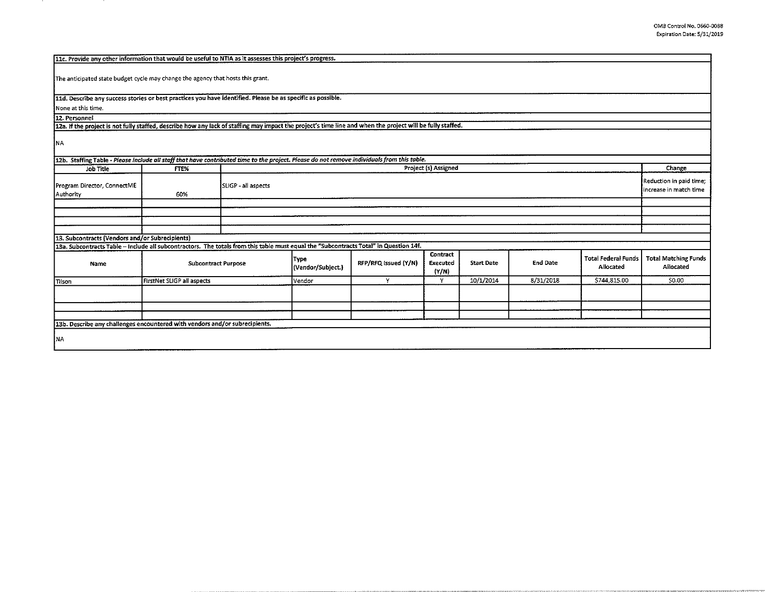**11c. Provide any other information that would be useful to NTIA as it assesses this project's progress.**

The anticipated state budget cycle may change the agency that hosts this grant.

**11d. Describe any success stories or best practices you have identified. Please be as specific as possible.**

None at this time.

**12. Personnel**

**12a. If the project is not fully staffed, describe how any lack of staffing may impact the project's time line and when the project will be fully staffed.**

NA

**12b. Staffing Table** - *Please include all staff that have contributed time to the project. Please do not remove individuals from this table.*

| Job Title | FTE% | Project (s) Assigned | Change |
|---|---|---|---|
| Program Director, ConnectME Authority | 60% | SLIGP - all aspects | Reduction in paid time; Increase in match time |
| | | | |
| | | | |
| | | | |
| | | | |

**13. Subcontracts (Vendors and/or Subrecipients)**

**13a. Subcontracts Table** – Include all subcontractors. The totals from this table must equal the "Subcontracts Total" in Question 14f.

| Name | Subcontract Purpose | Type (Vendor/Subject.) | RFP/RFQ Issued (Y/N) | Contract Executed (Y/N) | Start Date | End Date | Total Federal Funds Allocated | Total Matching Funds Allocated |
|---|---|---|---|---|---|---|---|---|
| Tilson | FirstNet SLIGP all aspects | Vendor | Y | Y | 10/1/2014 | 8/31/2018 | $744,815.00 | $0.00 |
| | | | | | | | | |
| | | | | | | | | |
| | | | | | | | | |

**13b. Describe any challenges encountered with vendors and/or subrecipients.**

NA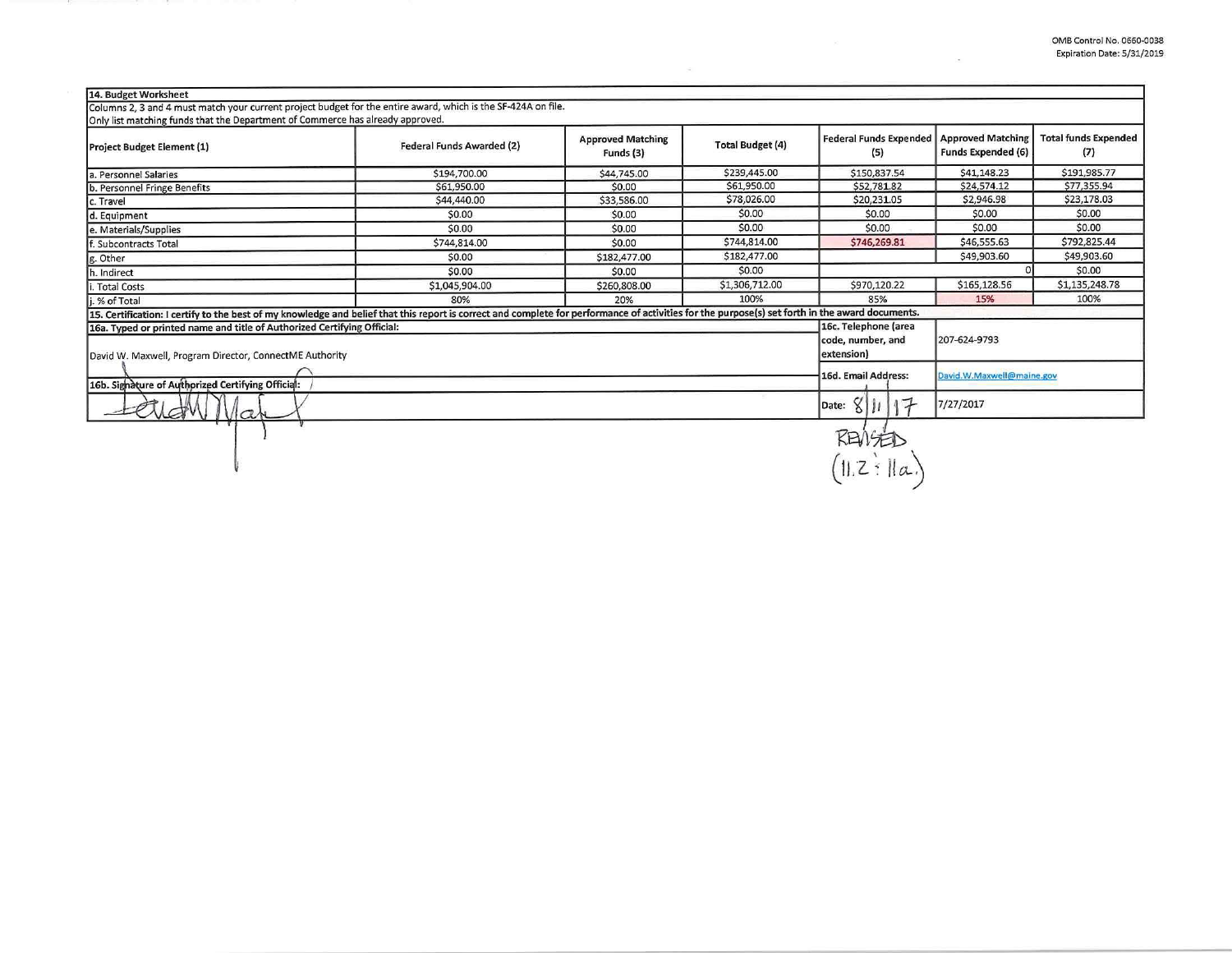OMB Control No. 0660-0038
Expiration Date: 5/31/2019

| 14. Budget Worksheet | | | | | | |
|---|---|---|---|---|---|---|
| Columns 2, 3 and 4 must match your current project budget for the entire award, which is the SF-424A on file. Only list matching funds that the Department of Commerce has already approved. | | | | | | |
| Project Budget Element (1) | Federal Funds Awarded (2) | Approved Matching Funds (3) | Total Budget (4) | Federal Funds Expended (5) | Approved Matching Funds Expended (6) | Total funds Expended (7) |
| a. Personnel Salaries | $194,700.00 | $44,745.00 | $239,445.00 | $150,837.54 | $41,148.23 | $191,985.77 |
| b. Personnel Fringe Benefits | $61,950.00 | $0.00 | $61,950.00 | $52,781.82 | $24,574.12 | $77,355.94 |
| c. Travel | $44,440.00 | $33,586.00 | $78,026.00 | $20,231.05 | $2,946.98 | $23,178.03 |
| d. Equipment | $0.00 | $0.00 | $0.00 | $0.00 | $0.00 | $0.00 |
| e. Materials/Supplies | $0.00 | $0.00 | $0.00 | $0.00 | $0.00 | $0.00 |
| f. Subcontracts Total | $744,814.00 | $0.00 | $744,814.00 | $746,269.81 | $46,555.63 | $792,825.44 |
| g. Other | $0.00 | $182,477.00 | $182,477.00 | | $49,903.60 | $49,903.60 |
| h. Indirect | $0.00 | $0.00 | $0.00 | | 0 | $0.00 |
| i. Total Costs | $1,045,904.00 | $260,808.00 | $1,306,712.00 | $970,120.22 | $165,128.56 | $1,135,248.78 |
| j. % of Total | 80% | 20% | 100% | 85% | 15% | 100% |
| 15. Certification: I certify to the best of my knowledge and belief that this report is correct and complete for performance of activities for the purpose(s) set forth in the award documents. | | | | | | |
| 16a. Typed or printed name and title of Authorized Certifying Official: David W. Maxwell, Program Director, ConnectME Authority | | | | 16c. Telephone (area code, number, and extension) | 207-624-9793 | |
| 16b. Signature of Authorized Certifying Official: | | | | 16d. Email Address: | David.W.Maxwell@maine.gov | |
| | | | | Date: 8/11/17 | 7/27/2017 | |

REVISED (11.2 : 11a.)